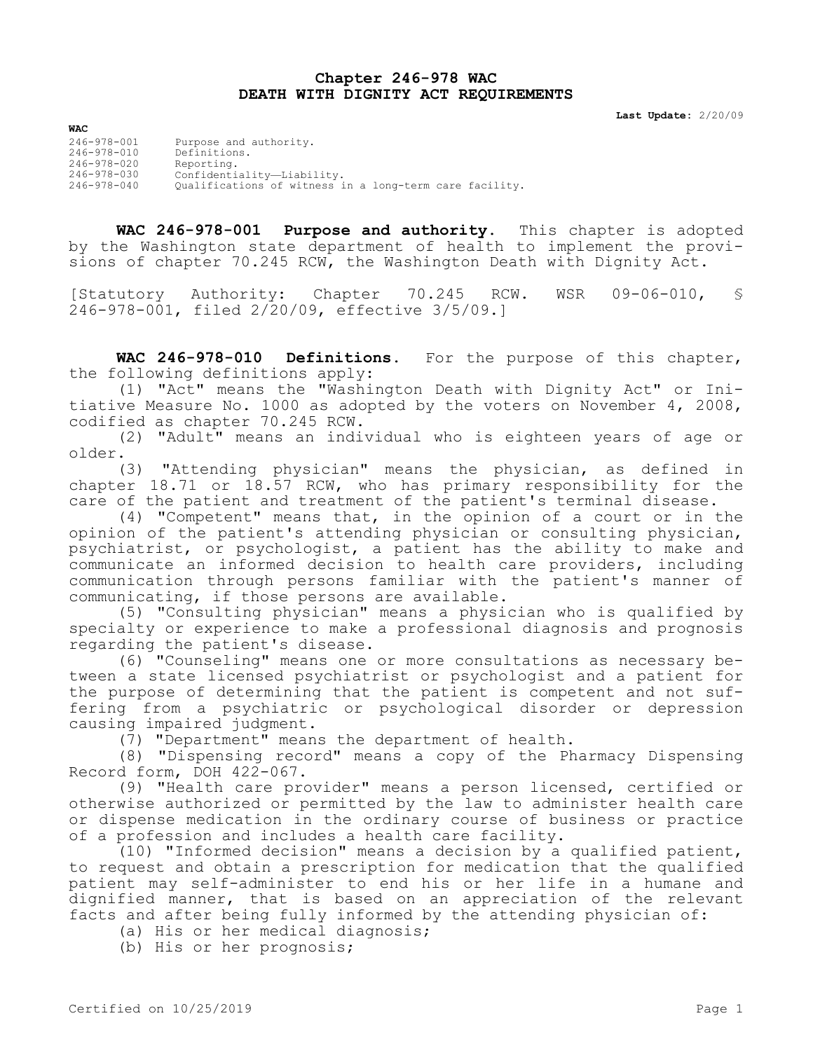# Chapter 246-978 WAC
# DEATH WITH DIGNITY ACT REQUIREMENTS

**Last Update:** 2/20/09

**WAC**

| | |
|---|---|
| 246-978-001 | Purpose and authority. |
| 246-978-010 | Definitions. |
| 246-978-020 | Reporting. |
| 246-978-030 | Confidentiality—Liability. |
| 246-978-040 | Qualifications of witness in a long-term care facility. |

**WAC 246-978-001 Purpose and authority.** This chapter is adopted by the Washington state department of health to implement the provisions of chapter 70.245 RCW, the Washington Death with Dignity Act.

[Statutory Authority: Chapter 70.245 RCW. WSR 09-06-010, § 246-978-001, filed 2/20/09, effective 3/5/09.]

**WAC 246-978-010 Definitions.** For the purpose of this chapter, the following definitions apply:

(1) "Act" means the "Washington Death with Dignity Act" or Initiative Measure No. 1000 as adopted by the voters on November 4, 2008, codified as chapter 70.245 RCW.

(2) "Adult" means an individual who is eighteen years of age or older.

(3) "Attending physician" means the physician, as defined in chapter 18.71 or 18.57 RCW, who has primary responsibility for the care of the patient and treatment of the patient's terminal disease.

(4) "Competent" means that, in the opinion of a court or in the opinion of the patient's attending physician or consulting physician, psychiatrist, or psychologist, a patient has the ability to make and communicate an informed decision to health care providers, including communication through persons familiar with the patient's manner of communicating, if those persons are available.

(5) "Consulting physician" means a physician who is qualified by specialty or experience to make a professional diagnosis and prognosis regarding the patient's disease.

(6) "Counseling" means one or more consultations as necessary between a state licensed psychiatrist or psychologist and a patient for the purpose of determining that the patient is competent and not suffering from a psychiatric or psychological disorder or depression causing impaired judgment.

(7) "Department" means the department of health.

(8) "Dispensing record" means a copy of the Pharmacy Dispensing Record form, DOH 422-067.

(9) "Health care provider" means a person licensed, certified or otherwise authorized or permitted by the law to administer health care or dispense medication in the ordinary course of business or practice of a profession and includes a health care facility.

(10) "Informed decision" means a decision by a qualified patient, to request and obtain a prescription for medication that the qualified patient may self-administer to end his or her life in a humane and dignified manner, that is based on an appreciation of the relevant facts and after being fully informed by the attending physician of:

(a) His or her medical diagnosis;

(b) His or her prognosis;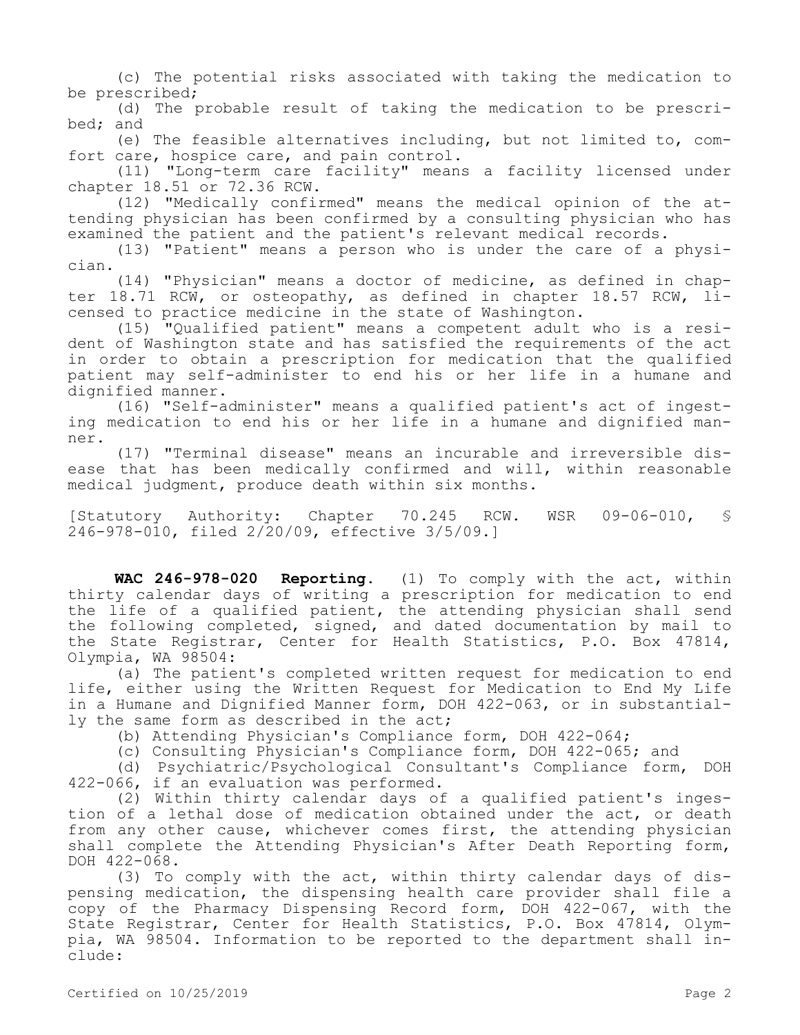(c) The potential risks associated with taking the medication to be prescribed;

(d) The probable result of taking the medication to be prescribed; and

(e) The feasible alternatives including, but not limited to, comfort care, hospice care, and pain control.

(11) "Long-term care facility" means a facility licensed under chapter 18.51 or 72.36 RCW.

(12) "Medically confirmed" means the medical opinion of the attending physician has been confirmed by a consulting physician who has examined the patient and the patient's relevant medical records.

(13) "Patient" means a person who is under the care of a physician.

(14) "Physician" means a doctor of medicine, as defined in chapter 18.71 RCW, or osteopathy, as defined in chapter 18.57 RCW, licensed to practice medicine in the state of Washington.

(15) "Qualified patient" means a competent adult who is a resident of Washington state and has satisfied the requirements of the act in order to obtain a prescription for medication that the qualified patient may self-administer to end his or her life in a humane and dignified manner.

(16) "Self-administer" means a qualified patient's act of ingesting medication to end his or her life in a humane and dignified manner.

(17) "Terminal disease" means an incurable and irreversible disease that has been medically confirmed and will, within reasonable medical judgment, produce death within six months.

[Statutory Authority: Chapter 70.245 RCW. WSR 09-06-010, § 246-978-010, filed 2/20/09, effective 3/5/09.]

**WAC 246-978-020 Reporting.** (1) To comply with the act, within thirty calendar days of writing a prescription for medication to end the life of a qualified patient, the attending physician shall send the following completed, signed, and dated documentation by mail to the State Registrar, Center for Health Statistics, P.O. Box 47814, Olympia, WA 98504:

(a) The patient's completed written request for medication to end life, either using the Written Request for Medication to End My Life in a Humane and Dignified Manner form, DOH 422-063, or in substantially the same form as described in the act;

(b) Attending Physician's Compliance form, DOH 422-064;

(c) Consulting Physician's Compliance form, DOH 422-065; and

(d) Psychiatric/Psychological Consultant's Compliance form, DOH 422-066, if an evaluation was performed.

(2) Within thirty calendar days of a qualified patient's ingestion of a lethal dose of medication obtained under the act, or death from any other cause, whichever comes first, the attending physician shall complete the Attending Physician's After Death Reporting form, DOH 422-068.

(3) To comply with the act, within thirty calendar days of dispensing medication, the dispensing health care provider shall file a copy of the Pharmacy Dispensing Record form, DOH 422-067, with the State Registrar, Center for Health Statistics, P.O. Box 47814, Olympia, WA 98504. Information to be reported to the department shall include: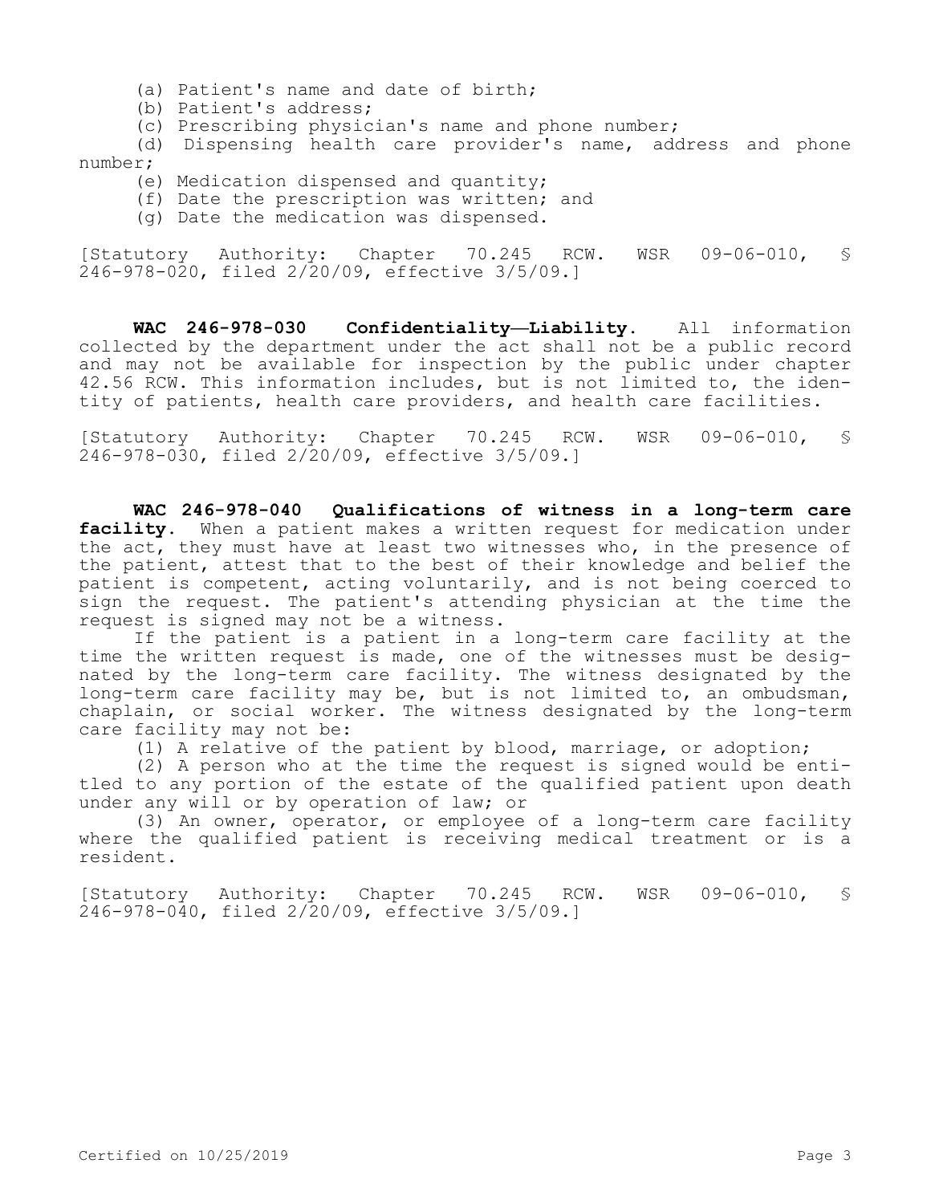(a) Patient's name and date of birth;

(b) Patient's address;

(c) Prescribing physician's name and phone number;

(d) Dispensing health care provider's name, address and phone number;

(e) Medication dispensed and quantity;

(f) Date the prescription was written; and

(g) Date the medication was dispensed.

[Statutory Authority: Chapter 70.245 RCW. WSR 09-06-010, § 246-978-020, filed 2/20/09, effective 3/5/09.]

**WAC 246-978-030 Confidentiality—Liability.** All information collected by the department under the act shall not be a public record and may not be available for inspection by the public under chapter 42.56 RCW. This information includes, but is not limited to, the identity of patients, health care providers, and health care facilities.

[Statutory Authority: Chapter 70.245 RCW. WSR 09-06-010, § 246-978-030, filed 2/20/09, effective 3/5/09.]

**WAC 246-978-040 Qualifications of witness in a long-term care facility.** When a patient makes a written request for medication under the act, they must have at least two witnesses who, in the presence of the patient, attest that to the best of their knowledge and belief the patient is competent, acting voluntarily, and is not being coerced to sign the request. The patient's attending physician at the time the request is signed may not be a witness.

If the patient is a patient in a long-term care facility at the time the written request is made, one of the witnesses must be designated by the long-term care facility. The witness designated by the long-term care facility may be, but is not limited to, an ombudsman, chaplain, or social worker. The witness designated by the long-term care facility may not be:

(1) A relative of the patient by blood, marriage, or adoption;

(2) A person who at the time the request is signed would be entitled to any portion of the estate of the qualified patient upon death under any will or by operation of law; or

(3) An owner, operator, or employee of a long-term care facility where the qualified patient is receiving medical treatment or is a resident.

[Statutory Authority: Chapter 70.245 RCW. WSR 09-06-010, § 246-978-040, filed 2/20/09, effective 3/5/09.]